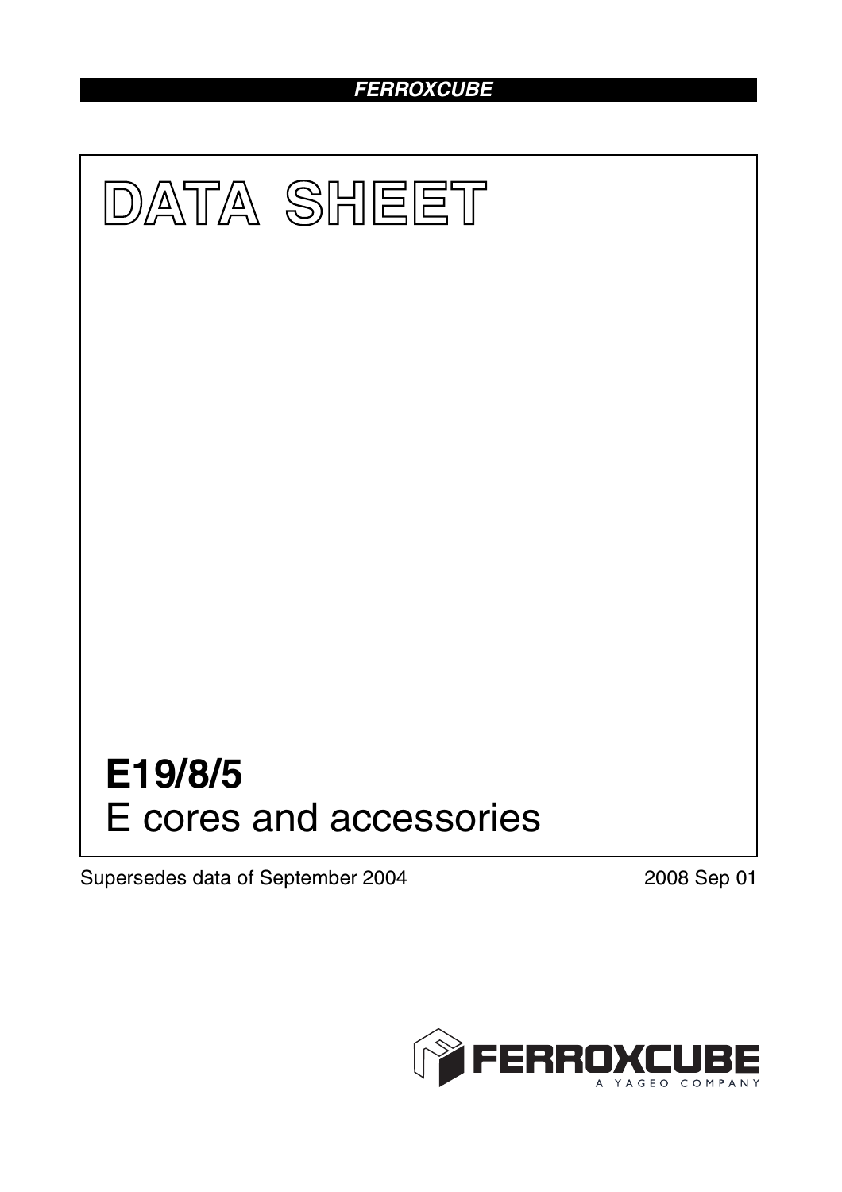FERROXCUBE

# DATA SHEET

# E19/8/5

E cores and accessories

Supersedes data of September 2004

2008 Sep 01

FERROXCUBE
A YAGEO COMPANY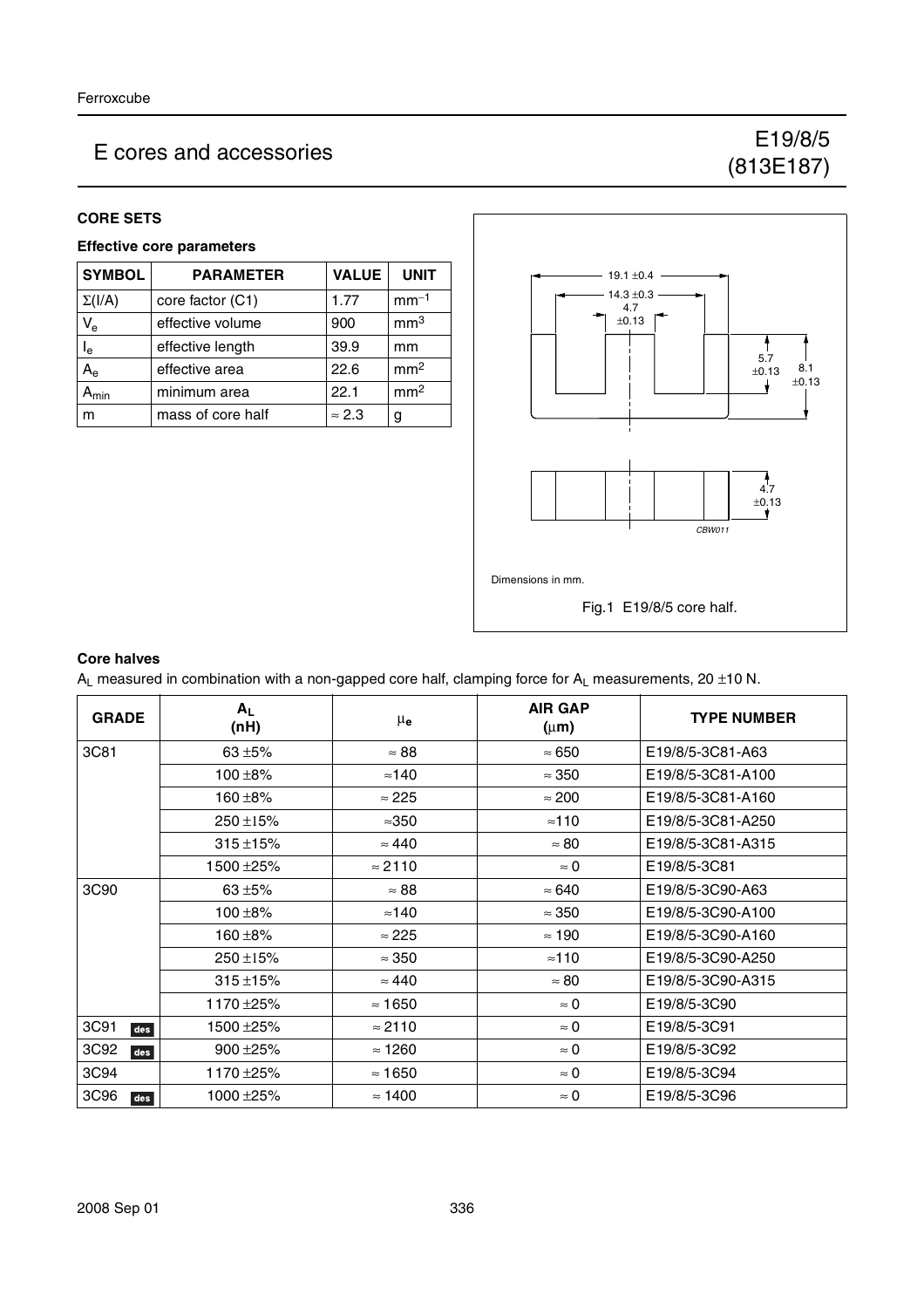# E cores and accessories

E19/8/5 (813E187)

## CORE SETS

### Effective core parameters

| SYMBOL | PARAMETER | VALUE | UNIT |
|---|---|---|---|
| $\Sigma(I/A)$ | core factor (C1) | 1.77 | $mm^{-1}$ |
| $V_e$ | effective volume | 900 | $mm^3$ |
| $l_e$ | effective length | 39.9 | mm |
| $A_e$ | effective area | 22.6 | $mm^2$ |
| $A_{min}$ | minimum area | 22.1 | $mm^2$ |
| m | mass of core half | ≈ 2.3 | g |

Dimensions in mm.

Fig.1 E19/8/5 core half.

### Core halves

$A_L$ measured in combination with a non-gapped core half, clamping force for $A_L$ measurements, 20 ±10 N.

| GRADE | $A_L$ (nH) | $\mu_e$ | AIR GAP (μm) | TYPE NUMBER |
|---|---|---|---|---|
| 3C81 | 63 ±5% | ≈ 88 | ≈ 650 | E19/8/5-3C81-A63 |
| | 100 ±8% | ≈140 | ≈ 350 | E19/8/5-3C81-A100 |
| | 160 ±8% | ≈ 225 | ≈ 200 | E19/8/5-3C81-A160 |
| | 250 ±15% | ≈350 | ≈110 | E19/8/5-3C81-A250 |
| | 315 ±15% | ≈ 440 | ≈ 80 | E19/8/5-3C81-A315 |
| | 1500 ±25% | ≈ 2110 | ≈ 0 | E19/8/5-3C81 |
| 3C90 | 63 ±5% | ≈ 88 | ≈ 640 | E19/8/5-3C90-A63 |
| | 100 ±8% | ≈140 | ≈ 350 | E19/8/5-3C90-A100 |
| | 160 ±8% | ≈ 225 | ≈ 190 | E19/8/5-3C90-A160 |
| | 250 ±15% | ≈ 350 | ≈110 | E19/8/5-3C90-A250 |
| | 315 ±15% | ≈ 440 | ≈ 80 | E19/8/5-3C90-A315 |
| | 1170 ±25% | ≈ 1650 | ≈ 0 | E19/8/5-3C90 |
| 3C91 des | 1500 ±25% | ≈ 2110 | ≈ 0 | E19/8/5-3C91 |
| 3C92 des | 900 ±25% | ≈ 1260 | ≈ 0 | E19/8/5-3C92 |
| 3C94 | 1170 ±25% | ≈ 1650 | ≈ 0 | E19/8/5-3C94 |
| 3C96 des | 1000 ±25% | ≈ 1400 | ≈ 0 | E19/8/5-3C96 |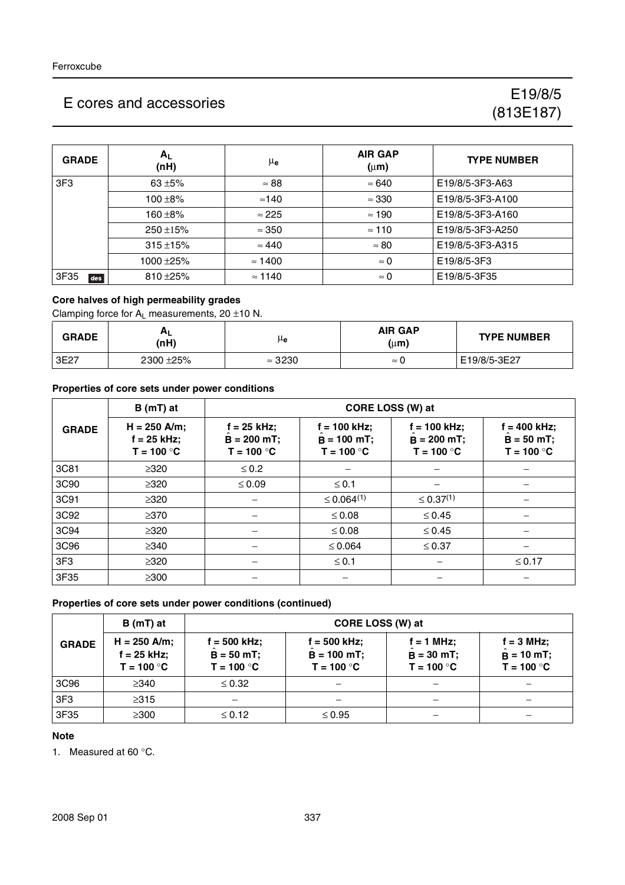| GRADE | $A_L$ (nH) | $\mu_e$ | AIR GAP (μm) | TYPE NUMBER |
|---|---|---|---|---|
| 3F3 | 63 ±5% | ≈ 88 | ≈ 640 | E19/8/5-3F3-A63 |
| | 100 ±8% | ≈140 | ≈ 330 | E19/8/5-3F3-A100 |
| | 160 ±8% | ≈ 225 | ≈ 190 | E19/8/5-3F3-A160 |
| | 250 ±15% | ≈ 350 | ≈ 110 | E19/8/5-3F3-A250 |
| | 315 ±15% | ≈ 440 | ≈ 80 | E19/8/5-3F3-A315 |
| | 1000 ±25% | ≈ 1400 | ≈ 0 | E19/8/5-3F3 |
| 3F35 des | 810 ±25% | ≈ 1140 | ≈ 0 | E19/8/5-3F35 |

**Core halves of high permeability grades**

Clamping force for $A_L$ measurements, 20 ±10 N.

| GRADE | $A_L$ (nH) | $\mu_e$ | AIR GAP (μm) | TYPE NUMBER |
|---|---|---|---|---|
| 3E27 | 2300 ±25% | ≈ 3230 | ≈ 0 | E19/8/5-3E27 |

**Properties of core sets under power conditions**

| GRADE | B (mT) at | CORE LOSS (W) at | | | |
|---|---|---|---|---|---|
| | H = 250 A/m; f = 25 kHz; T = 100 °C | f = 25 kHz; $\hat{B}$ = 200 mT; T = 100 °C | f = 100 kHz; $\hat{B}$ = 100 mT; T = 100 °C | f = 100 kHz; $\hat{B}$ = 200 mT; T = 100 °C | f = 400 kHz; $\hat{B}$ = 50 mT; T = 100 °C |
| 3C81 | ≥320 | ≤ 0.2 | – | – | – |
| 3C90 | ≥320 | ≤ 0.09 | ≤ 0.1 | – | – |
| 3C91 | ≥320 | – | ≤ 0.064(1) | ≤ 0.37(1) | – |
| 3C92 | ≥370 | – | ≤ 0.08 | ≤ 0.45 | – |
| 3C94 | ≥320 | – | ≤ 0.08 | ≤ 0.45 | – |
| 3C96 | ≥340 | – | ≤ 0.064 | ≤ 0.37 | – |
| 3F3 | ≥320 | – | ≤ 0.1 | – | ≤ 0.17 |
| 3F35 | ≥300 | – | – | – | – |

**Properties of core sets under power conditions (continued)**

| GRADE | B (mT) at | CORE LOSS (W) at | | | |
|---|---|---|---|---|---|
| | H = 250 A/m; f = 25 kHz; T = 100 °C | f = 500 kHz; $\hat{B}$ = 50 mT; T = 100 °C | f = 500 kHz; $\hat{B}$ = 100 mT; T = 100 °C | f = 1 MHz; $\hat{B}$ = 30 mT; T = 100 °C | f = 3 MHz; $\hat{B}$ = 10 mT; T = 100 °C |
| 3C96 | ≥340 | ≤ 0.32 | – | – | – |
| 3F3 | ≥315 | – | – | – | – |
| 3F35 | ≥300 | ≤ 0.12 | ≤ 0.95 | – | – |

**Note**

1. Measured at 60 °C.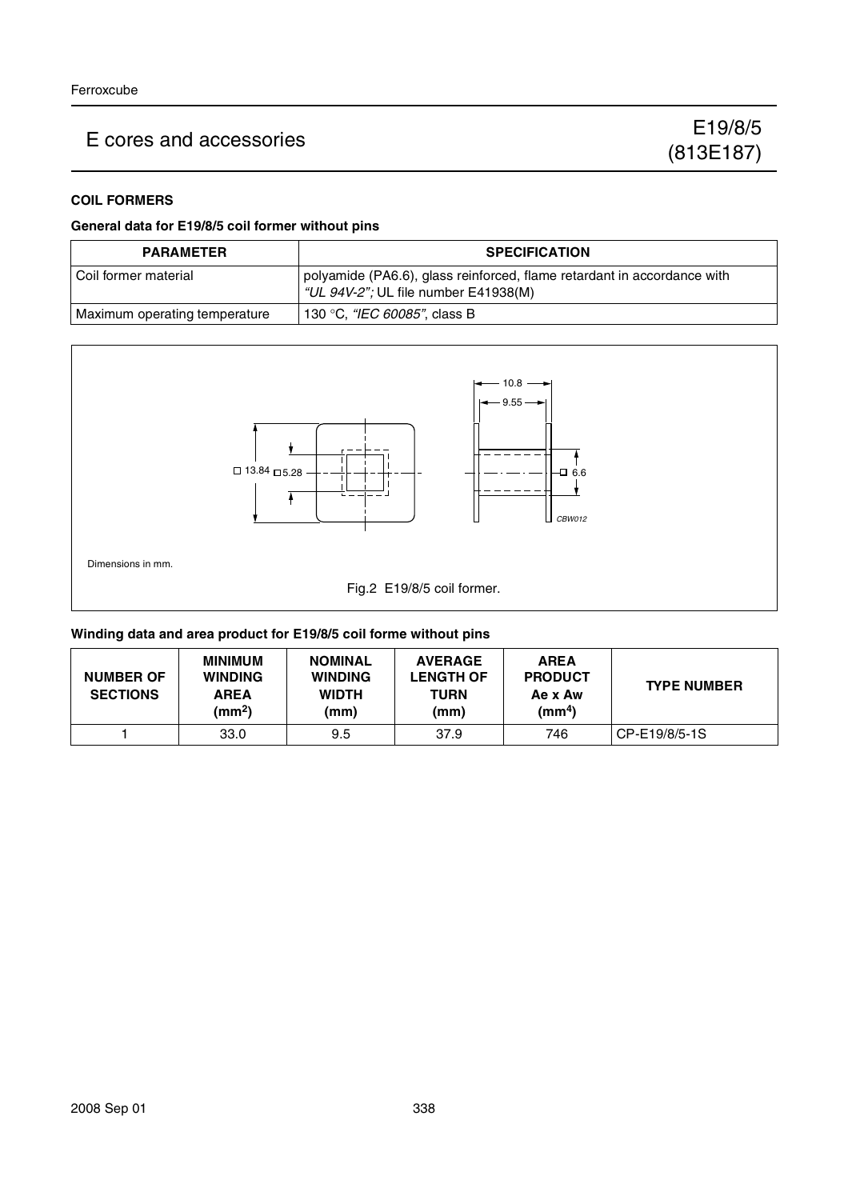## COIL FORMERS

### General data for E19/8/5 coil former without pins

| PARAMETER | SPECIFICATION |
|---|---|
| Coil former material | polyamide (PA6.6), glass reinforced, flame retardant in accordance with *"UL 94V-2";* UL file number E41938(M) |
| Maximum operating temperature | 130 °C, *"IEC 60085"*, class B |

Dimensions in mm.

Fig.2 E19/8/5 coil former.

### Winding data and area product for E19/8/5 coil forme without pins

| NUMBER OF SECTIONS | MINIMUM WINDING AREA ($mm^2$) | NOMINAL WINDING WIDTH (mm) | AVERAGE LENGTH OF TURN (mm) | AREA PRODUCT Ae x Aw ($mm^4$) | TYPE NUMBER |
|---|---|---|---|---|---|
| 1 | 33.0 | 9.5 | 37.9 | 746 | CP-E19/8/5-1S |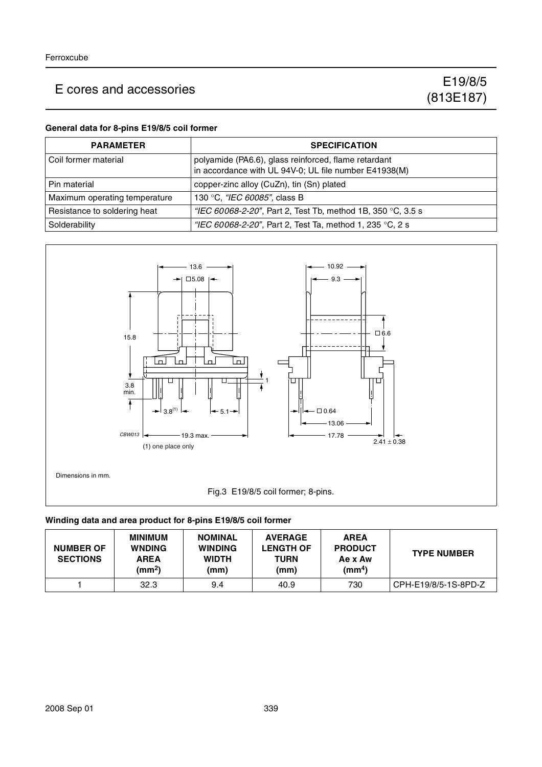# E cores and accessories

## E19/8/5 (813E187)

### General data for 8-pins E19/8/5 coil former

| PARAMETER | SPECIFICATION |
|---|---|
| Coil former material | polyamide (PA6.6), glass reinforced, flame retardant in accordance with UL 94V-0; UL file number E41938(M) |
| Pin material | copper-zinc alloy (CuZn), tin (Sn) plated |
| Maximum operating temperature | 130 °C, *"IEC 60085"*, class B |
| Resistance to soldering heat | *"IEC 60068-2-20"*, Part 2, Test Tb, method 1B, 350 °C, 3.5 s |
| Solderability | *"IEC 60068-2-20"*, Part 2, Test Ta, method 1, 235 °C, 2 s |

(1) one place only

Dimensions in mm.

Fig.3 E19/8/5 coil former; 8-pins.

### Winding data and area product for 8-pins E19/8/5 coil former

| NUMBER OF SECTIONS | MINIMUM WNDING AREA (mm$^2$) | NOMINAL WINDING WIDTH (mm) | AVERAGE LENGTH OF TURN (mm) | AREA PRODUCT Ae x Aw (mm$^4$) | TYPE NUMBER |
|---|---|---|---|---|---|
| 1 | 32.3 | 9.4 | 40.9 | 730 | CPH-E19/8/5-1S-8PD-Z |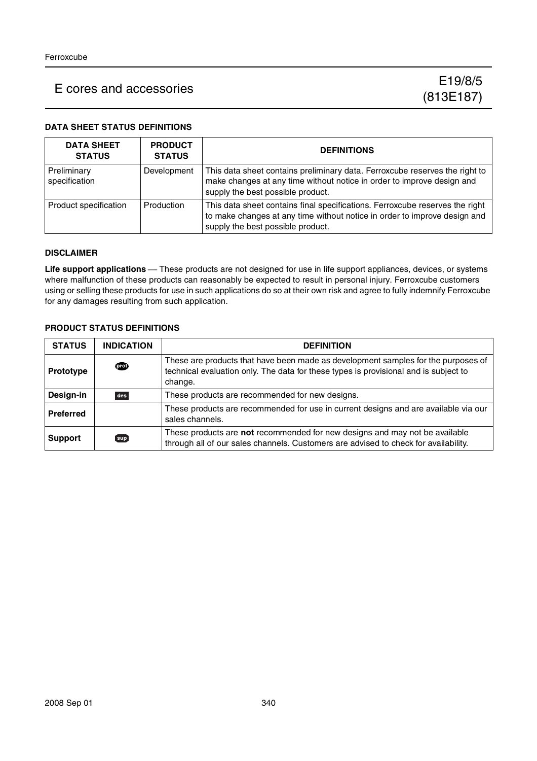## DATA SHEET STATUS DEFINITIONS

| DATA SHEET STATUS | PRODUCT STATUS | DEFINITIONS |
|---|---|---|
| Preliminary specification | Development | This data sheet contains preliminary data. Ferroxcube reserves the right to make changes at any time without notice in order to improve design and supply the best possible product. |
| Product specification | Production | This data sheet contains final specifications. Ferroxcube reserves the right to make changes at any time without notice in order to improve design and supply the best possible product. |

## DISCLAIMER

**Life support applications** — These products are not designed for use in life support appliances, devices, or systems where malfunction of these products can reasonably be expected to result in personal injury. Ferroxcube customers using or selling these products for use in such applications do so at their own risk and agree to fully indemnify Ferroxcube for any damages resulting from such application.

## PRODUCT STATUS DEFINITIONS

| STATUS | INDICATION | DEFINITION |
|---|---|---|
| **Prototype** | prot | These are products that have been made as development samples for the purposes of technical evaluation only. The data for these types is provisional and is subject to change. |
| **Design-in** | des | These products are recommended for new designs. |
| **Preferred** | | These products are recommended for use in current designs and are available via our sales channels. |
| **Support** | sup | These products are **not** recommended for new designs and may not be available through all of our sales channels. Customers are advised to check for availability. |